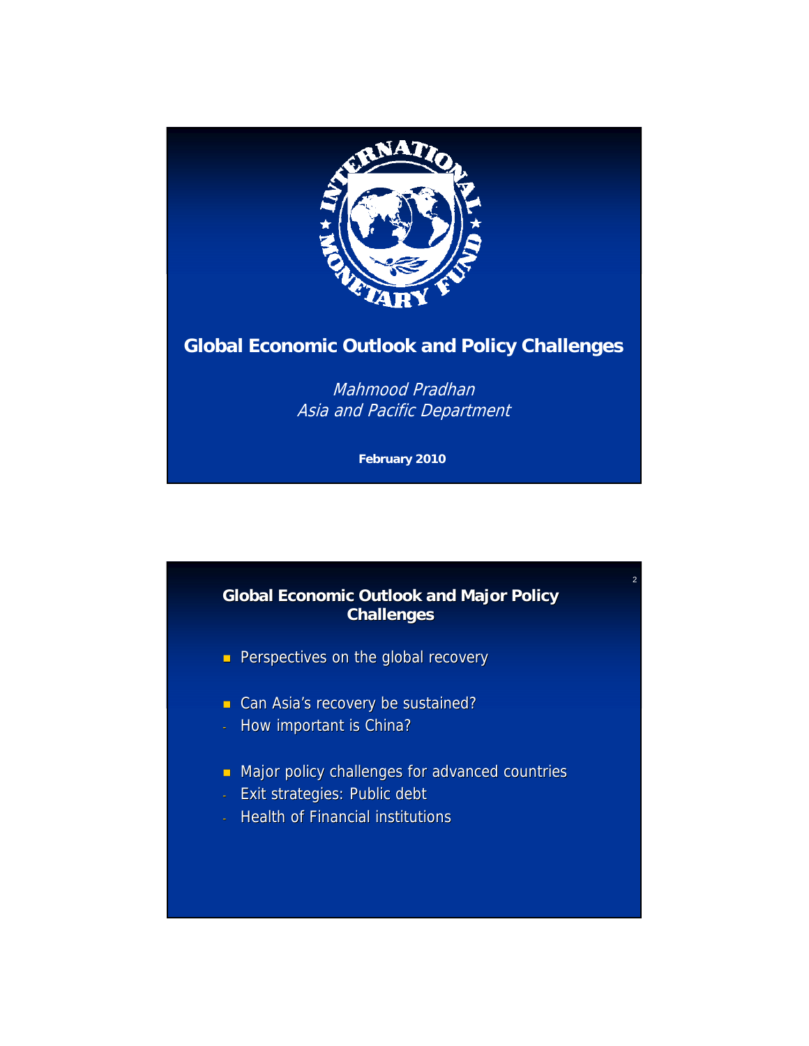# Global Economic Outlook and Policy Challenges

*Mahmood Pradhan*
*Asia and Pacific Department*

**February 2010**

## Global Economic Outlook and Major Policy Challenges

- Perspectives on the global recovery
- Can Asia's recovery be sustained?
  - How important is China?
- Major policy challenges for advanced countries
  - Exit strategies: Public debt
  - Health of Financial institutions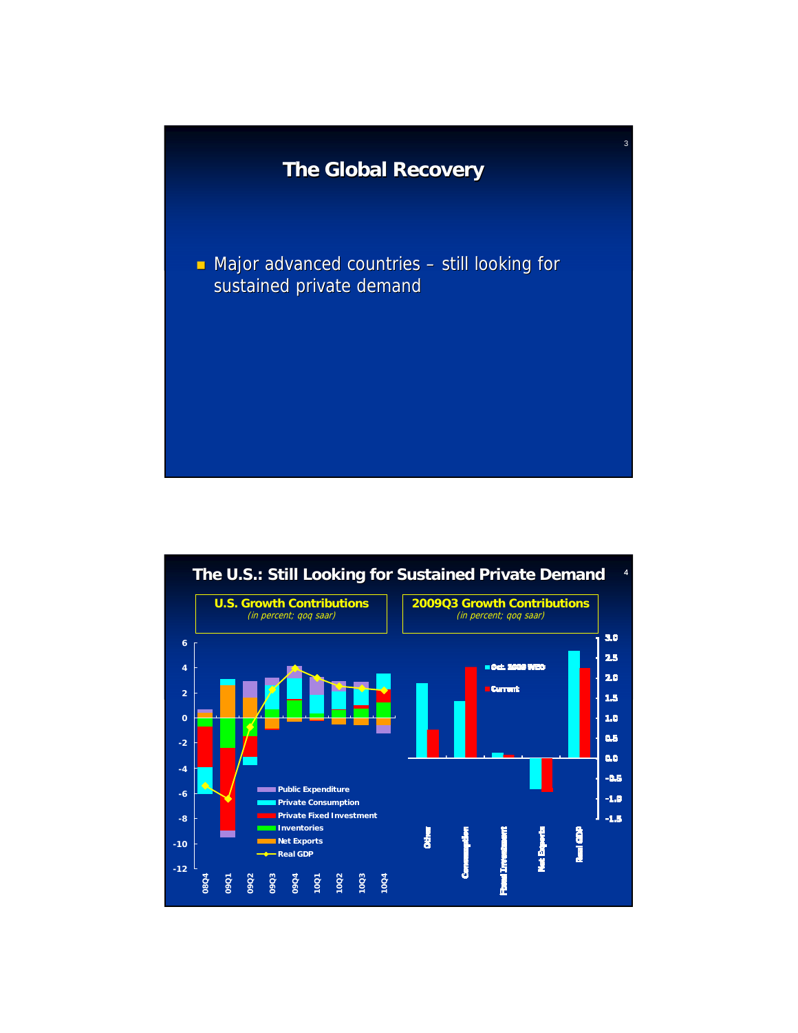## The Global Recovery

- Major advanced countries – still looking for sustained private demand

## The U.S.: Still Looking for Sustained Private Demand

**U.S. Growth Contributions**
*(in percent; qoq saar)*

**2009Q3 Growth Contributions**
*(in percent; qoq saar)*

Public Expenditure
Private Consumption
Private Fixed Investment
Inventories
Net Exports
Real GDP

08Q4 09Q1 09Q2 09Q3 09Q4 10Q1 10Q2 10Q3 10Q4

Oct. 2009 WEO
Current

Other
Consumption
Fixed Investment
Net Exports
Real GDP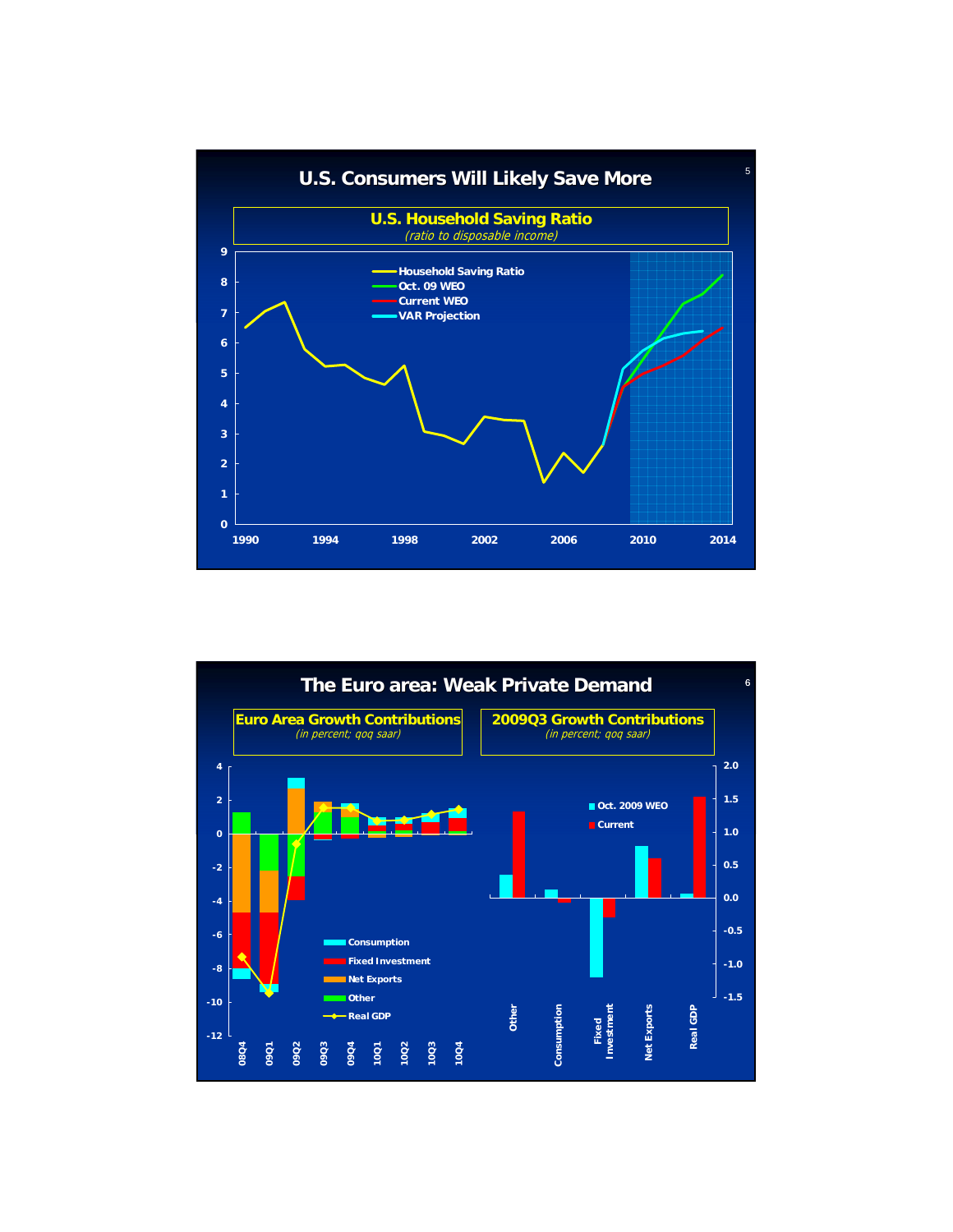## U.S. Consumers Will Likely Save More

### U.S. Household Saving Ratio

*(ratio to disposable income)*

Legend: Household Saving Ratio; Oct. 09 WEO; Current WEO; VAR Projection

## The Euro area: Weak Private Demand

### Euro Area Growth Contributions

*(in percent; qoq saar)*

Legend: Consumption; Fixed Investment; Net Exports; Other; Real GDP

### 2009Q3 Growth Contributions

*(in percent; qoq saar)*

Legend: Oct. 2009 WEO; Current

Categories: Other; Consumption; Fixed Investment; Net Exports; Real GDP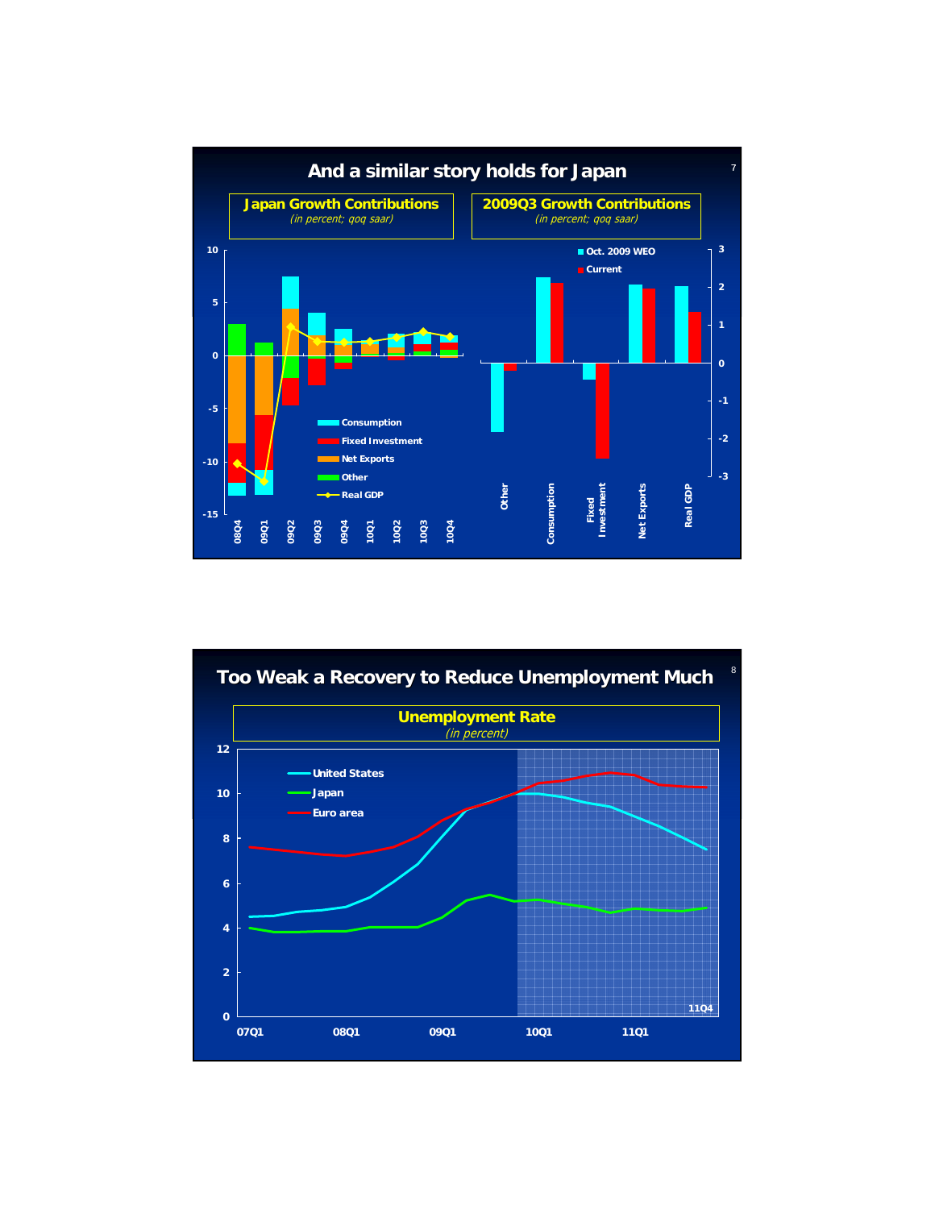## And a similar story holds for Japan

**Japan Growth Contributions**
*(in percent; qoq saar)*

**2009Q3 Growth Contributions**
*(in percent; qoq saar)*

Consumption
Fixed Investment
Net Exports
Other
Real GDP

Oct. 2009 WEO
Current

08Q4 09Q1 09Q2 09Q3 09Q4 10Q1 10Q2 10Q3 10Q4

Other Consumption Fixed Investment Net Exports Real GDP

## Too Weak a Recovery to Reduce Unemployment Much

**Unemployment Rate**
*(in percent)*

United States
Japan
Euro area

07Q1 08Q1 09Q1 10Q1 11Q1 11Q4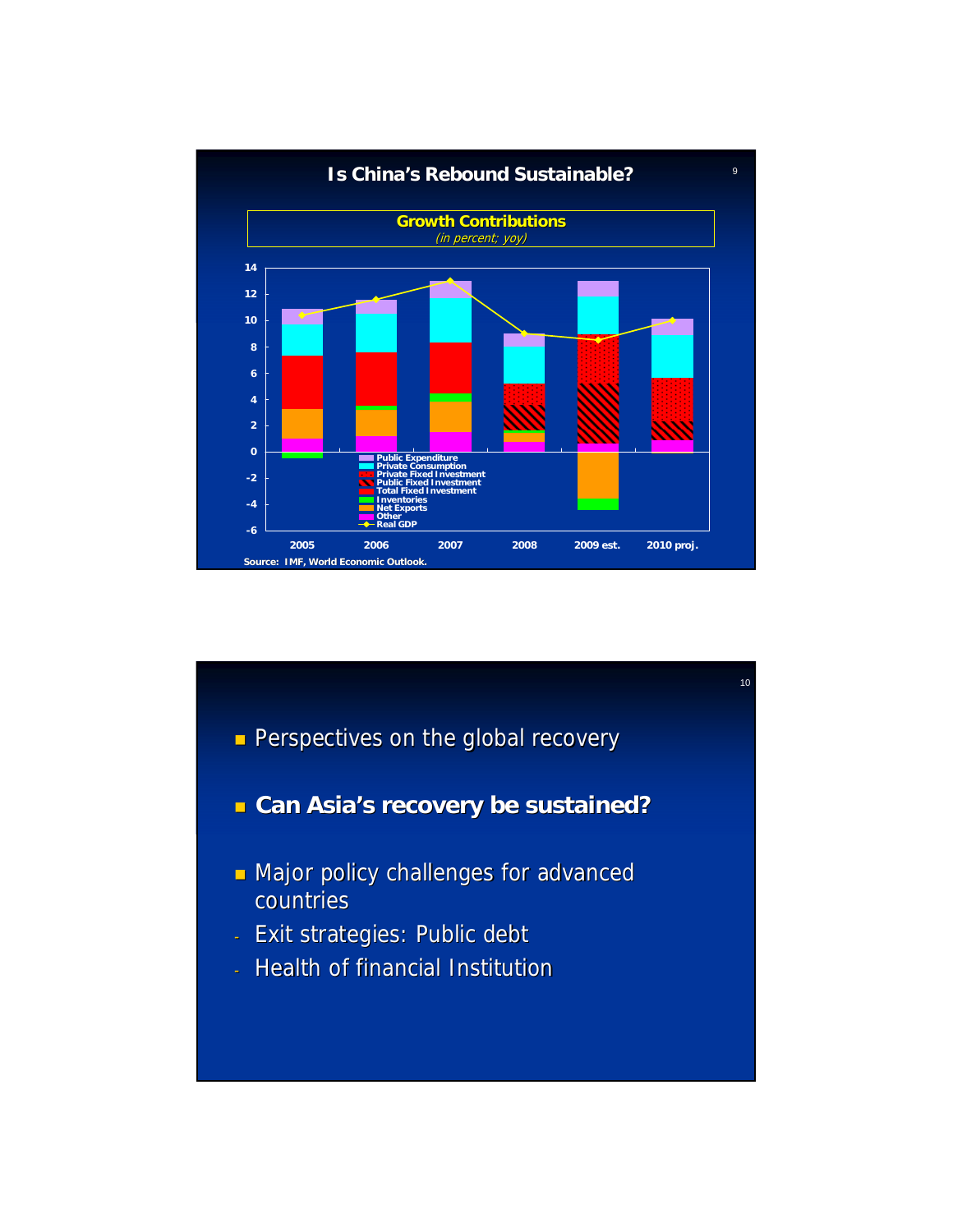# Is China's Rebound Sustainable?

**Growth Contributions**
*(in percent; yoy)*

Legend: Public Expenditure, Private Consumption, Private Fixed Investment, Public Fixed Investment, Total Fixed Investment, Inventories, Net Exports, Other, Real GDP

Years: 2005, 2006, 2007, 2008, 2009 est., 2010 proj.

Source: IMF, World Economic Outlook.

---

- Perspectives on the global recovery
- **Can Asia's recovery be sustained?**
- Major policy challenges for advanced countries
  - Exit strategies: Public debt
  - Health of financial Institution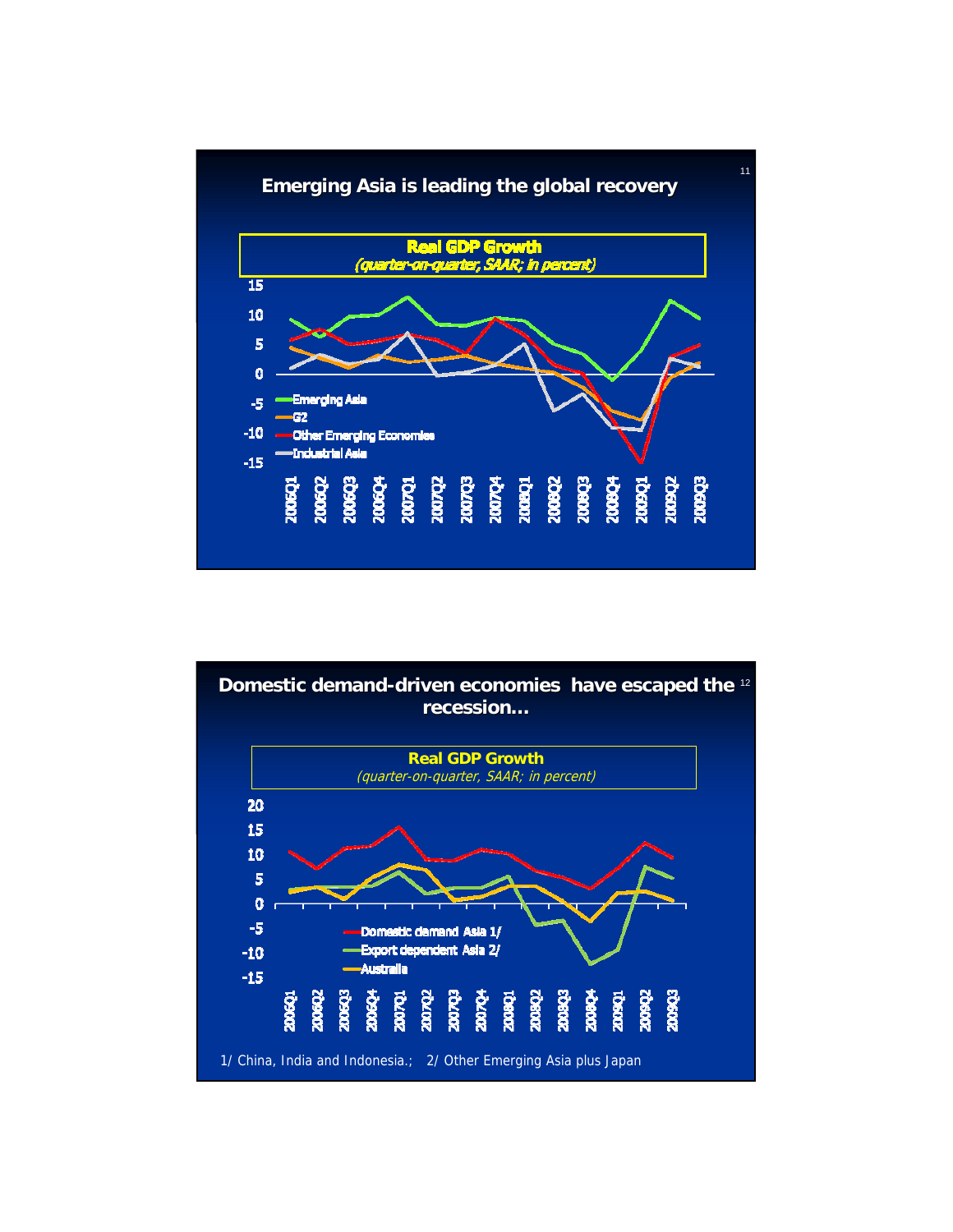## Emerging Asia is leading the global recovery

**Real GDP Growth**
*(quarter-on-quarter, SAAR; in percent)*

- Emerging Asia
- G2
- Other Emerging Economies
- Industrial Asia

## Domestic demand-driven economies have escaped the recession…

**Real GDP Growth**
*(quarter-on-quarter, SAAR; in percent)*

- Domestic demand Asia 1/
- Export dependent Asia 2/
- Australia

1/ China, India and Indonesia.; 2/ Other Emerging Asia plus Japan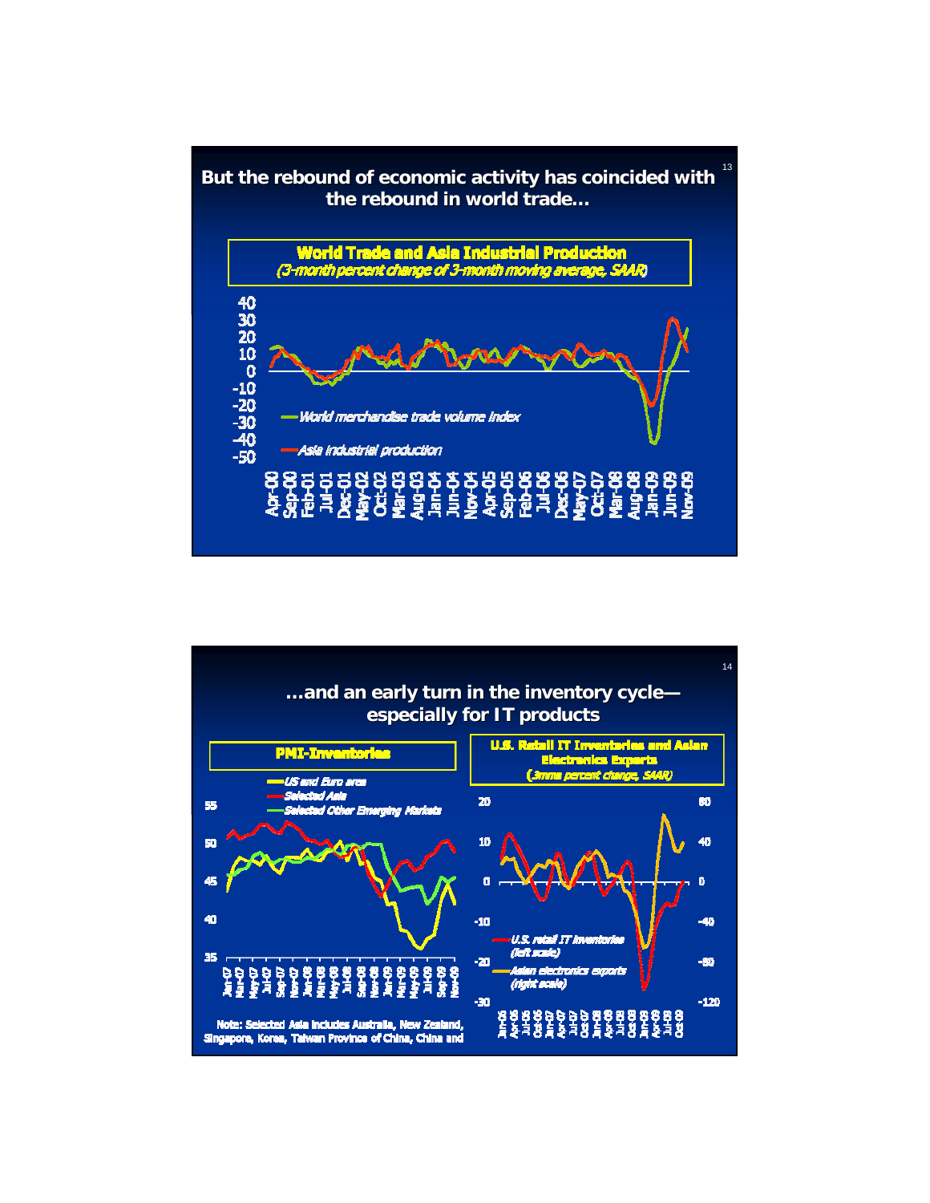## But the rebound of economic activity has coincided with the rebound in world trade…

**World Trade and Asia Industrial Production**
*(3-month percent change of 3-month moving average, SAAR)*

- World merchandise trade volume index
- Asia industrial production

## …and an early turn in the inventory cycle—especially for IT products

**PMI-Inventories**

- US and Euro area
- Selected Asia
- Selected Other Emerging Markets

Note: Selected Asia includes Australia, New Zealand, Singapore, Korea, Taiwan Province of China, China and

**U.S. Retail IT Inventories and Asian Electronics Exports**
*(3mma percent change, SAAR)*

- U.S. retail IT inventories (left scale)
- Asian electronics exports (right scale)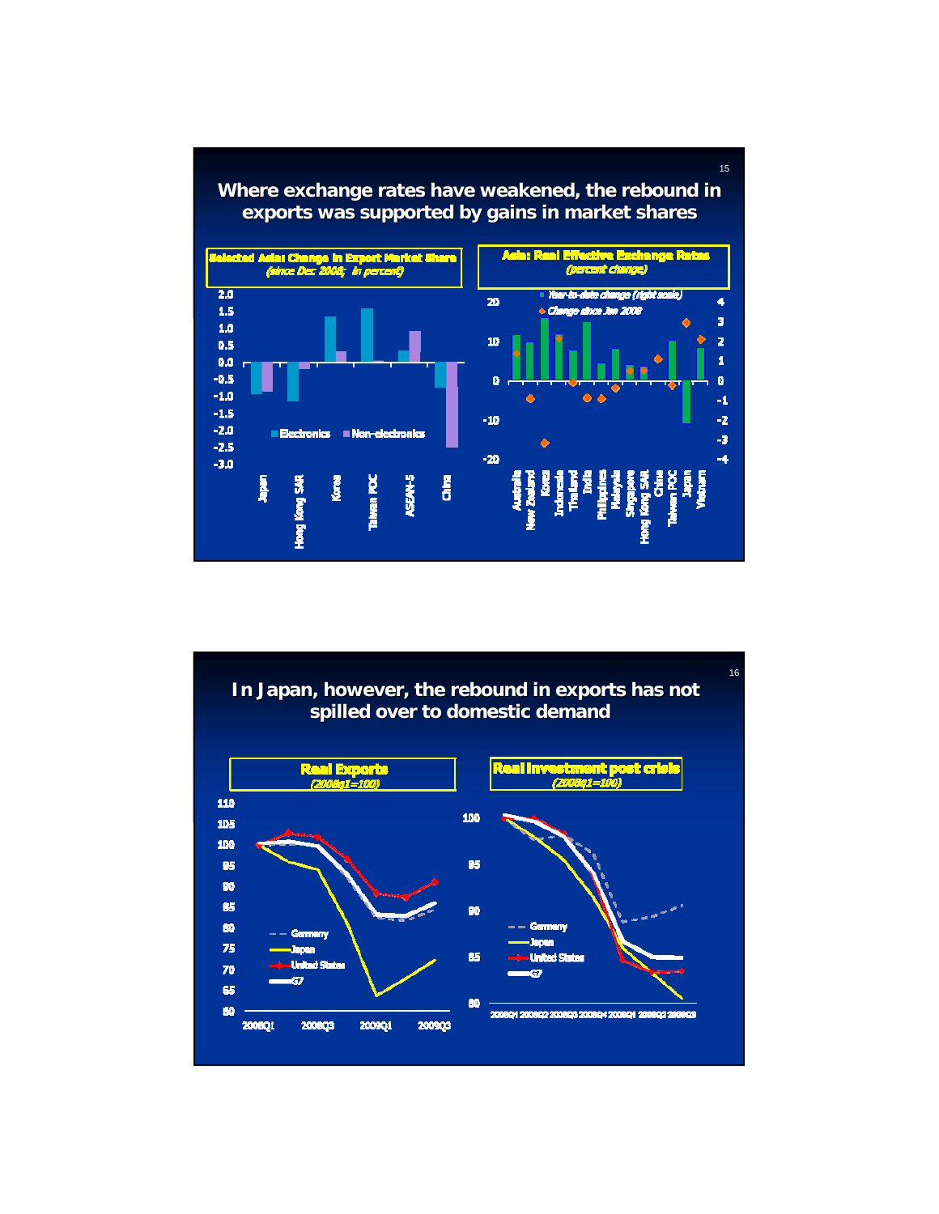## Where exchange rates have weakened, the rebound in exports was supported by gains in market shares

**Selected Asia: Change in Export Market Share**
*(since Dec 2008; in percent)*

Legend: Electronics, Non-electronics

Categories: Japan, Hong Kong SAR, Korea, Taiwan POC, ASEAN-5, China

**Asia: Real Effective Exchange Rates**
*(percent change)*

Legend: Year-to-date change (right scale); Change since Jan 2008

Categories: Australia, New Zealand, Korea, Indonesia, Thailand, India, Philippines, Malaysia, Singapore, Hong Kong SAR, China, Taiwan POC, Japan, Vietnam

## In Japan, however, the rebound in exports has not spilled over to domestic demand

**Real Exports**
*(2008q1=100)*

Legend: Germany, Japan, United States, G7

**Real Investment post crisis**
*(2008q1=100)*

Legend: Germany, Japan, United States, G7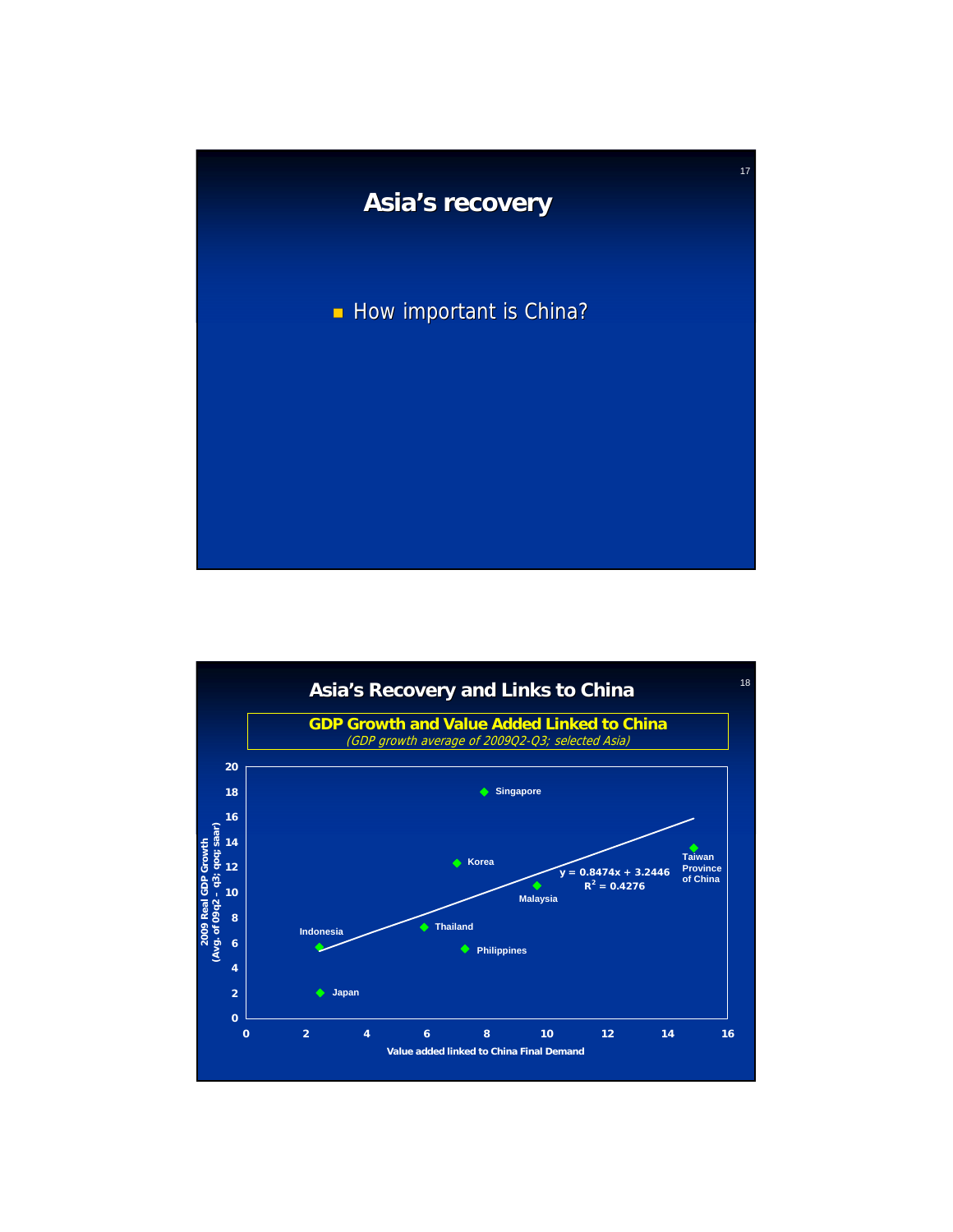# Asia's recovery

- How important is China?

# Asia's Recovery and Links to China

**GDP Growth and Value Added Linked to China**

*(GDP growth average of 2009Q2-Q3; selected Asia)*

| Economy | Value added linked to China Final Demand | 2009 Real GDP Growth (Avg. of 09q2 - q3; qoq; saar) |
|---|---|---|
| Singapore | ~7.9 | ~18 |
| Korea | ~7 | ~12.3 |
| Taiwan Province of China | ~14.9 | ~13.5 |
| Malaysia | ~9.7 | ~10.5 |
| Thailand | ~5.9 | ~7.2 |
| Philippines | ~7.3 | ~5.5 |
| Indonesia | ~2.4 | ~5.7 |
| Japan | ~2.5 | ~2 |

$y = 0.8474x + 3.2446$

$R^2 = 0.4276$

Value added linked to China Final Demand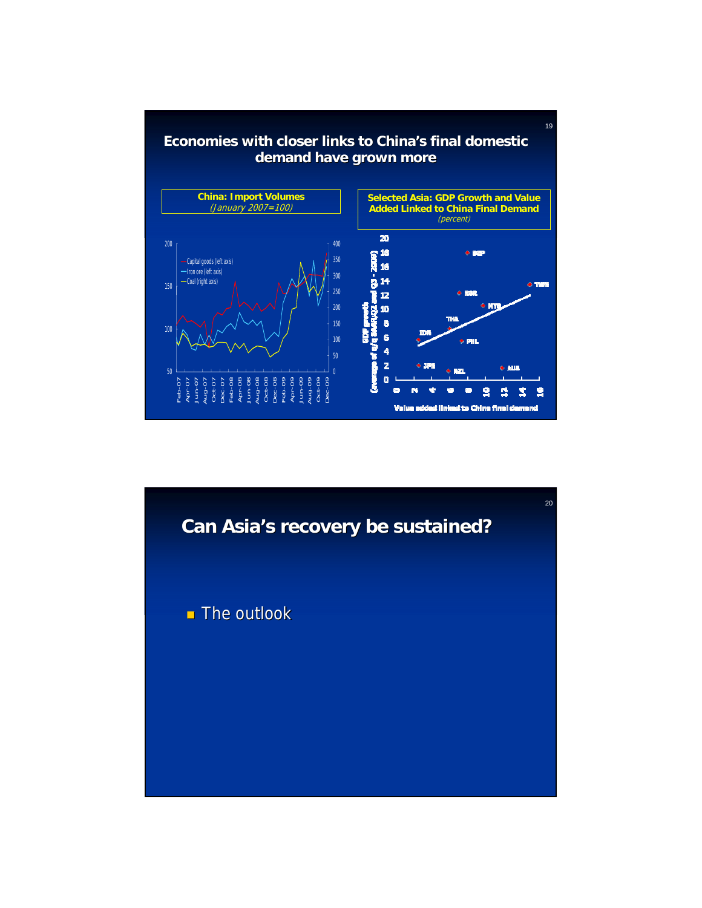## Economies with closer links to China's final domestic demand have grown more

**China: Import Volumes**
*(January 2007=100)*

- Capital goods (left axis)
- Iron ore (left axis)
- Coal (right axis)

**Selected Asia: GDP Growth and Value Added Linked to China Final Demand**
*(percent)*

GDP growth (average of q/q SAAR, Q2 and Q3 - 2009)

Value added linked to China final demand

## Can Asia's recovery be sustained?

- The outlook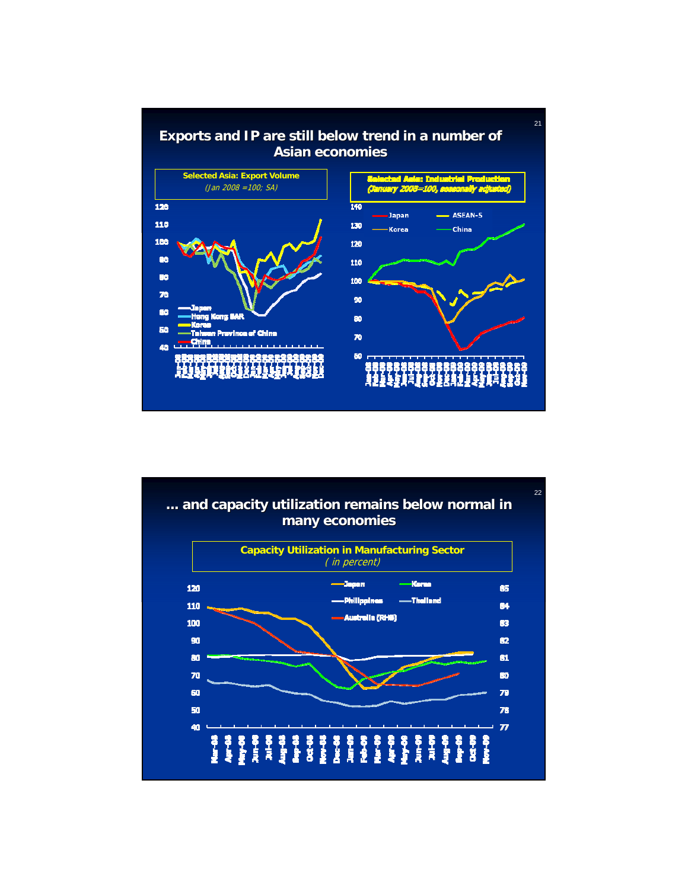## Exports and IP are still below trend in a number of Asian economies

**Selected Asia: Export Volume**
*(Jan 2008 =100; SA)*

Japan, Hong Kong SAR, Korea, Taiwan Province of China, China

**Selected Asia: Industrial Production**
*(January 2008=100, seasonally adjusted)*

Japan, Korea, ASEAN-5, China

## ... and capacity utilization remains below normal in many economies

**Capacity Utilization in Manufacturing Sector**
*( in percent)*

Japan, Korea, Philippines, Thailand, Australia (RHS)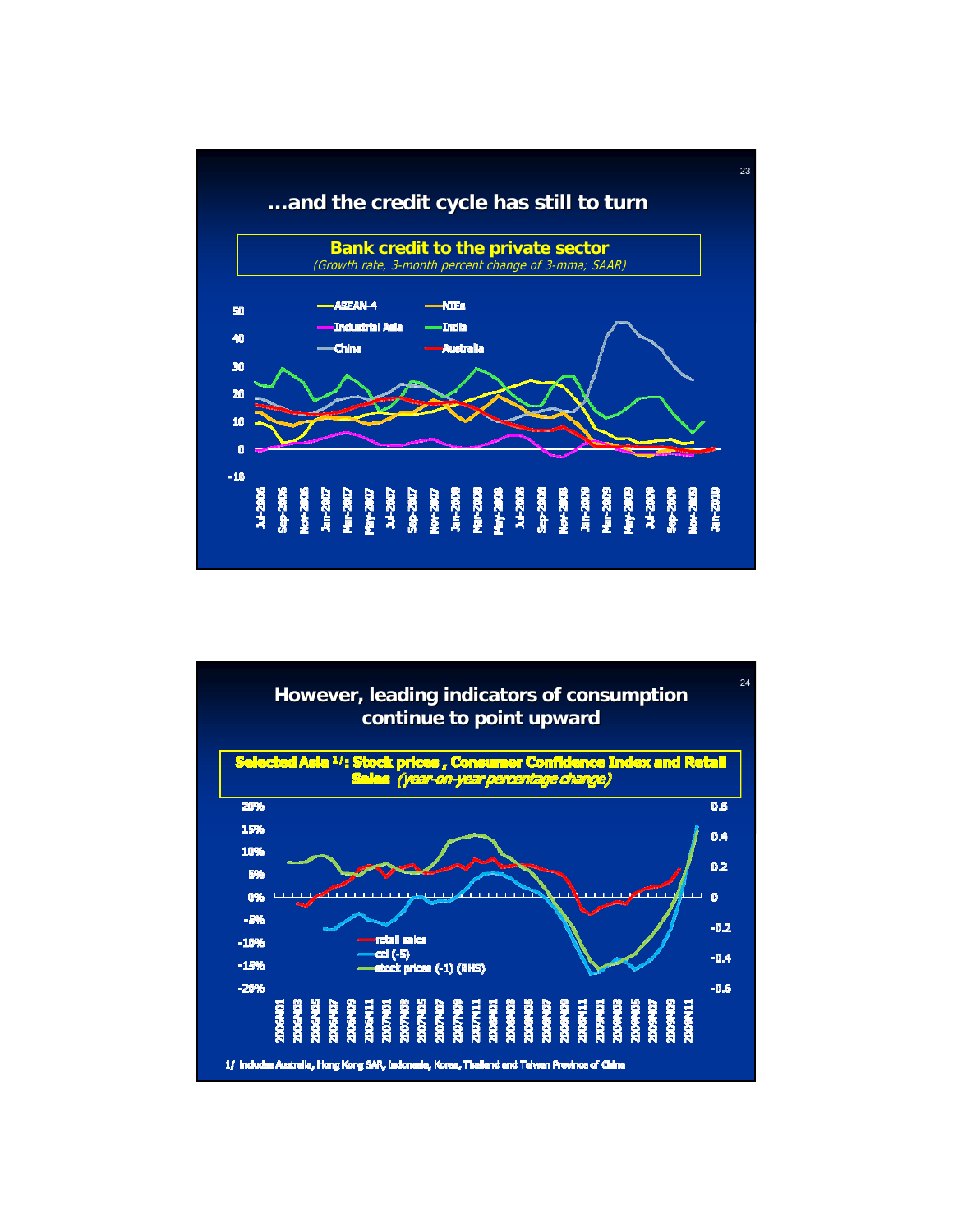## …and the credit cycle has still to turn

**Bank credit to the private sector**

*(Growth rate, 3-month percent change of 3-mma; SAAR)*

ASEAN-4, NIEs, Industrial Asia, India, China, Australia

50, 40, 30, 20, 10, 0, -10

Jul-2005, Sep-2005, Nov-2005, Jan-2006, Mar-2006, May-2006, Jul-2006, Sep-2006, Nov-2006, Jan-2007, Mar-2007, May-2007, Jul-2007, Sep-2007, Nov-2007, Jan-2008, Mar-2008, May-2008, Jul-2008, Sep-2008, Nov-2008, Jan-2009, Mar-2009, May-2009, Jul-2009, Sep-2009, Nov-2009, Jan-2010

## However, leading indicators of consumption continue to point upward

**Selected Asia 1/: Stock prices, Consumer Confidence Index and Retail Sales** *(year-on-year percentage change)*

20%, 15%, 10%, 5%, 0%, -5%, -10%, -15%, -20%

0.6, 0.4, 0.2, 0, -0.2, -0.4, -0.6

retail sales
cci (-5)
stock prices (-1) (RHS)

2006M01, 2006M03, 2006M05, 2006M07, 2006M09, 2006M11, 2007M01, 2007M03, 2007M05, 2007M07, 2007M09, 2007M11, 2008M01, 2008M03, 2008M05, 2008M07, 2008M09, 2008M11, 2009M01, 2009M03, 2009M05, 2009M07, 2009M09, 2009M11

1/ Includes Australia, Hong Kong SAR, Indonesia, Korea, Thailand and Taiwan Province of China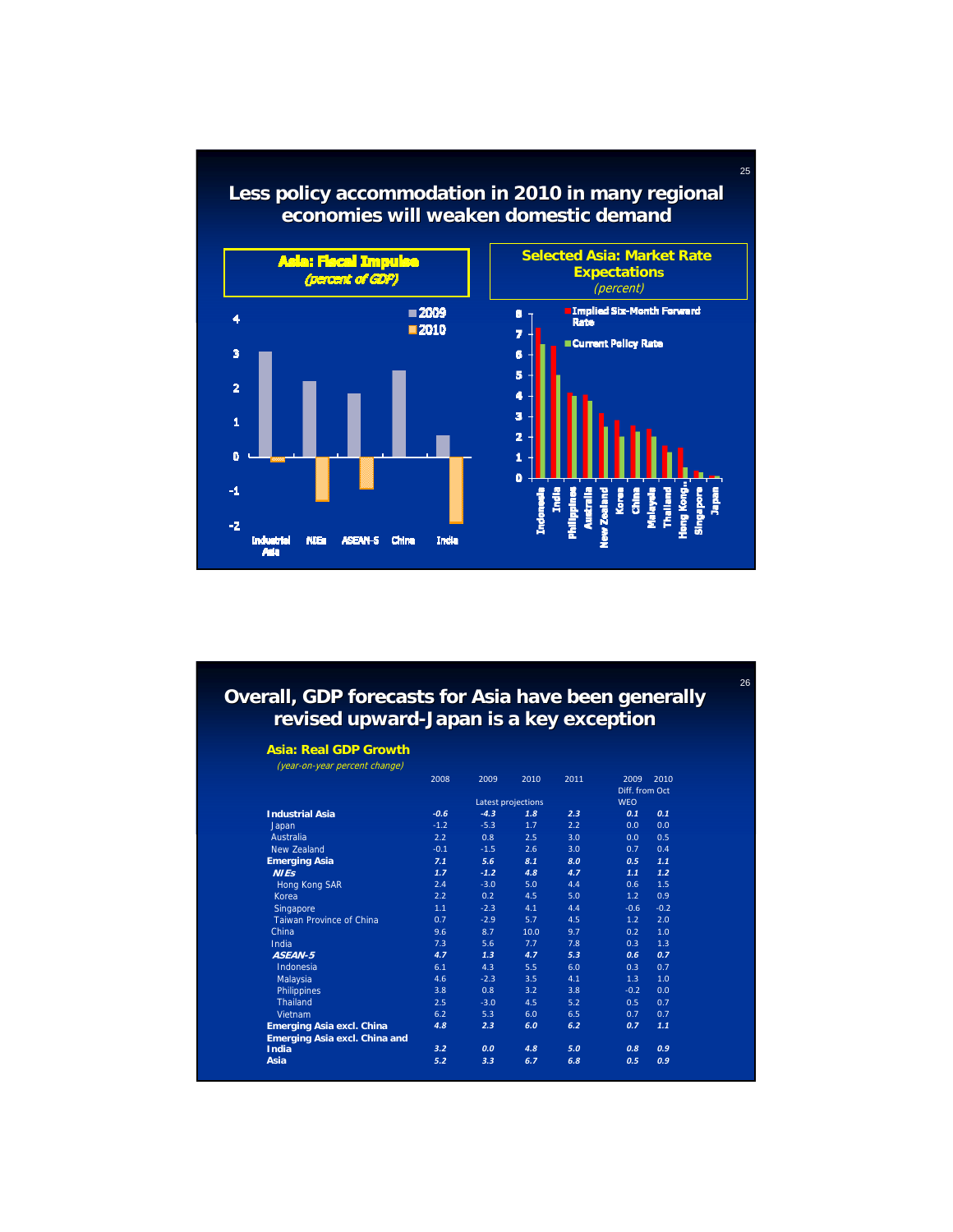## Less policy accommodation in 2010 in many regional economies will weaken domestic demand

**Asia: Fiscal Impulse**
*(percent of GDP)*

**Selected Asia: Market Rate Expectations**
*(percent)*

## Overall, GDP forecasts for Asia have been generally revised upward-Japan is a key exception

**Asia: Real GDP Growth**
*(year-on-year percent change)*

| | 2008 | 2009 | 2010 | 2011 | 2009 | 2010 |
|---|---|---|---|---|---|---|
| | | Latest projections | | | Diff. from Oct WEO | |
| **Industrial Asia** | ***-0.6*** | ***-4.3*** | ***1.8*** | ***2.3*** | ***0.1*** | ***0.1*** |
| Japan | -1.2 | -5.3 | 1.7 | 2.2 | 0.0 | 0.0 |
| Australia | 2.2 | 0.8 | 2.5 | 3.0 | 0.0 | 0.5 |
| New Zealand | -0.1 | -1.5 | 2.6 | 3.0 | 0.7 | 0.4 |
| **Emerging Asia** | ***7.1*** | ***5.6*** | ***8.1*** | ***8.0*** | ***0.5*** | ***1.1*** |
| ***NIEs*** | ***1.7*** | ***-1.2*** | ***4.8*** | ***4.7*** | ***1.1*** | ***1.2*** |
| Hong Kong SAR | 2.4 | -3.0 | 5.0 | 4.4 | 0.6 | 1.5 |
| Korea | 2.2 | 0.2 | 4.5 | 5.0 | 1.2 | 0.9 |
| Singapore | 1.1 | -2.3 | 4.1 | 4.4 | -0.6 | -0.2 |
| Taiwan Province of China | 0.7 | -2.9 | 5.7 | 4.5 | 1.2 | 2.0 |
| China | 9.6 | 8.7 | 10.0 | 9.7 | 0.2 | 1.0 |
| India | 7.3 | 5.6 | 7.7 | 7.8 | 0.3 | 1.3 |
| ***ASEAN-5*** | ***4.7*** | ***1.3*** | ***4.7*** | ***5.3*** | ***0.6*** | ***0.7*** |
| Indonesia | 6.1 | 4.3 | 5.5 | 6.0 | 0.3 | 0.7 |
| Malaysia | 4.6 | -2.3 | 3.5 | 4.1 | 1.3 | 1.0 |
| Philippines | 3.8 | 0.8 | 3.2 | 3.8 | -0.2 | 0.0 |
| Thailand | 2.5 | -3.0 | 4.5 | 5.2 | 0.5 | 0.7 |
| Vietnam | 6.2 | 5.3 | 6.0 | 6.5 | 0.7 | 0.7 |
| **Emerging Asia excl. China** | ***4.8*** | ***2.3*** | ***6.0*** | ***6.2*** | ***0.7*** | ***1.1*** |
| **Emerging Asia excl. China and India** | ***3.2*** | ***0.0*** | ***4.8*** | ***5.0*** | ***0.8*** | ***0.9*** |
| **Asia** | ***5.2*** | ***3.3*** | ***6.7*** | ***6.8*** | ***0.5*** | ***0.9*** |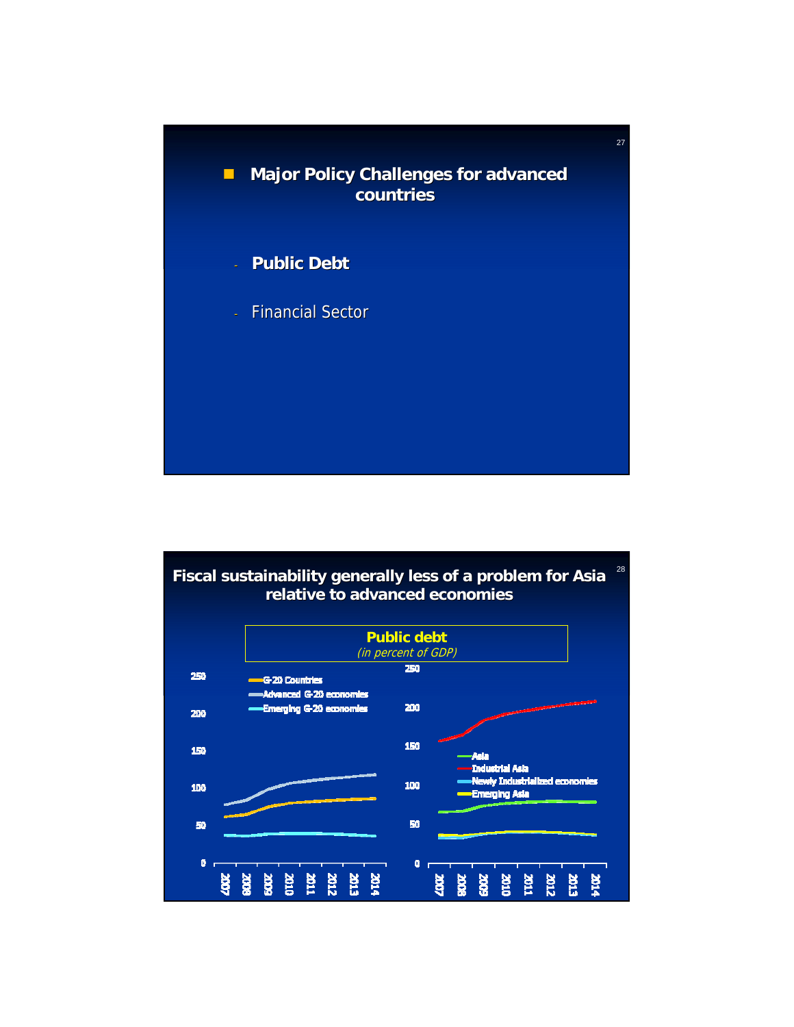## Major Policy Challenges for advanced countries

- **Public Debt**
- Financial Sector

## Fiscal sustainability generally less of a problem for Asia relative to advanced economies

**Public debt**
*(in percent of GDP)*

G-20 Countries
Advanced G-20 economies
Emerging G-20 economies

Asia
Industrial Asia
Newly Industrialized economies
Emerging Asia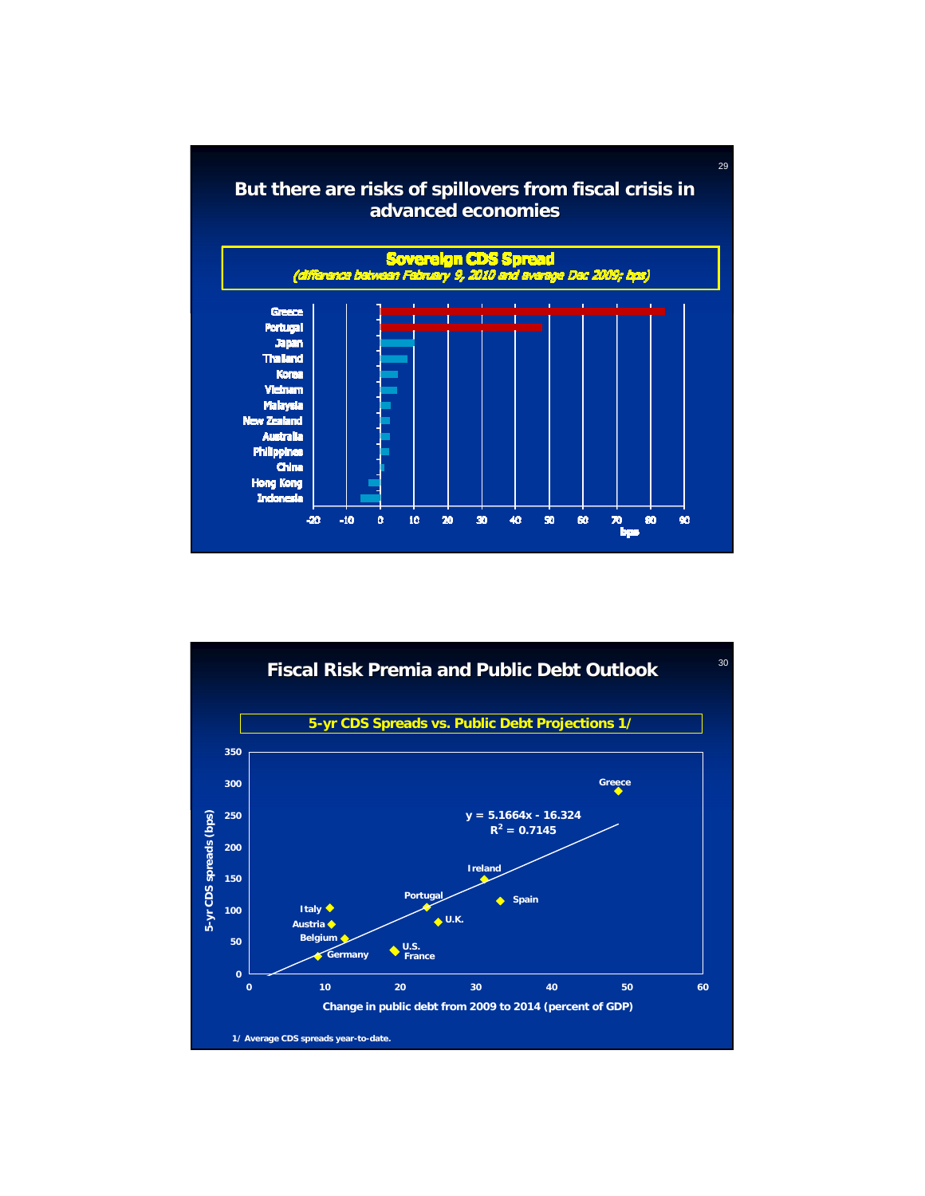## But there are risks of spillovers from fiscal crisis in advanced economies

**Sovereign CDS Spread**

*(difference between February 9, 2010 and average Dec 2009; bps)*

Greece
Portugal
Japan
Thailand
Korea
Vietnam
Malaysia
New Zealand
Australia
Philippines
China
Hong Kong
Indonesia

-20 -10 0 10 20 30 40 50 60 70 80 90

bps

## Fiscal Risk Premia and Public Debt Outlook

**5-yr CDS Spreads vs. Public Debt Projections 1/**

$y = 5.1664x - 16.324$

$R^2 = 0.7145$

5-yr CDS spreads (bps)

Greece, Ireland, Spain, Portugal, Italy, Austria, U.K., Belgium, U.S., France, Germany

Change in public debt from 2009 to 2014 (percent of GDP)

1/ Average CDS spreads year-to-date.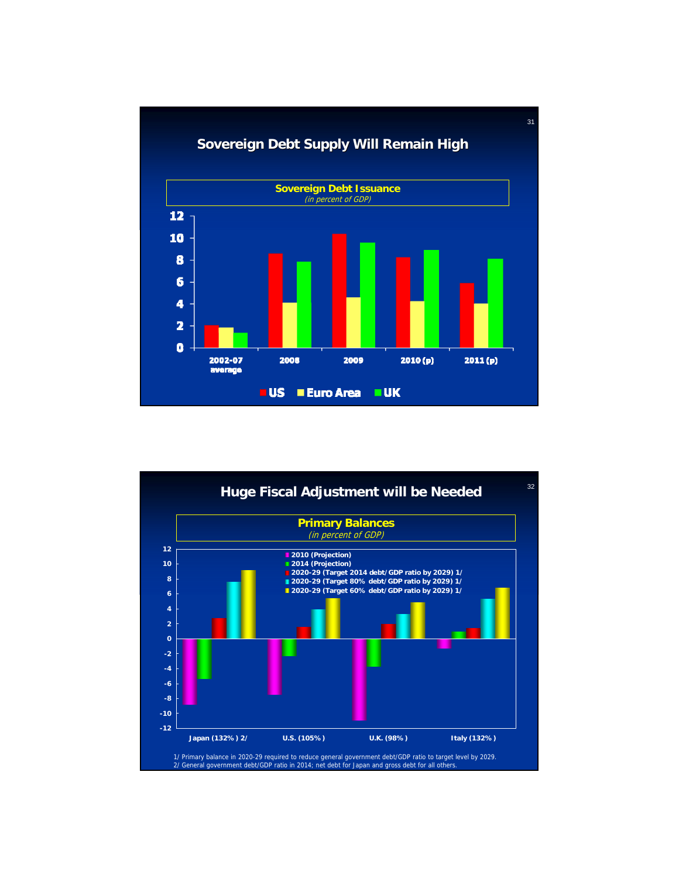## Sovereign Debt Supply Will Remain High

**Sovereign Debt Issuance**
*(in percent of GDP)*

| | US | Euro Area | UK |
|---|---|---|---|
| 2002-07 average | 2.1 | 1.9 | 1.4 |
| 2008 | 8.6 | 4.1 | 7.9 |
| 2009 | 10.4 | 4.6 | 9.6 |
| 2010 (p) | 8.3 | 4.2 | 8.9 |
| 2011 (p) | 5.9 | 4.0 | 8.1 |

## Huge Fiscal Adjustment will be Needed

**Primary Balances**
*(in percent of GDP)*

| | 2010 (Projection) | 2014 (Projection) | 2020-29 (Target 2014 debt/GDP ratio by 2029) 1/ | 2020-29 (Target 80% debt/GDP ratio by 2029) 1/ | 2020-29 (Target 60% debt/GDP ratio by 2029) 1/ |
|---|---|---|---|---|---|
| Japan (132%) 2/ | -8.9 | -5.4 | 2.8 | 7.6 | 9.2 |
| U.S. (105%) | -7.5 | -2.4 | 1.5 | 3.9 | 5.4 |
| U.K. (98%) | -11.0 | -3.8 | 2.0 | 3.3 | 4.8 |
| Italy (132%) | -1.3 | 0.9 | 1.4 | 5.3 | 6.8 |

1/ Primary balance in 2020-29 required to reduce general government debt/GDP ratio to target level by 2029.
2/ General government debt/GDP ratio in 2014; net debt for Japan and gross debt for all others.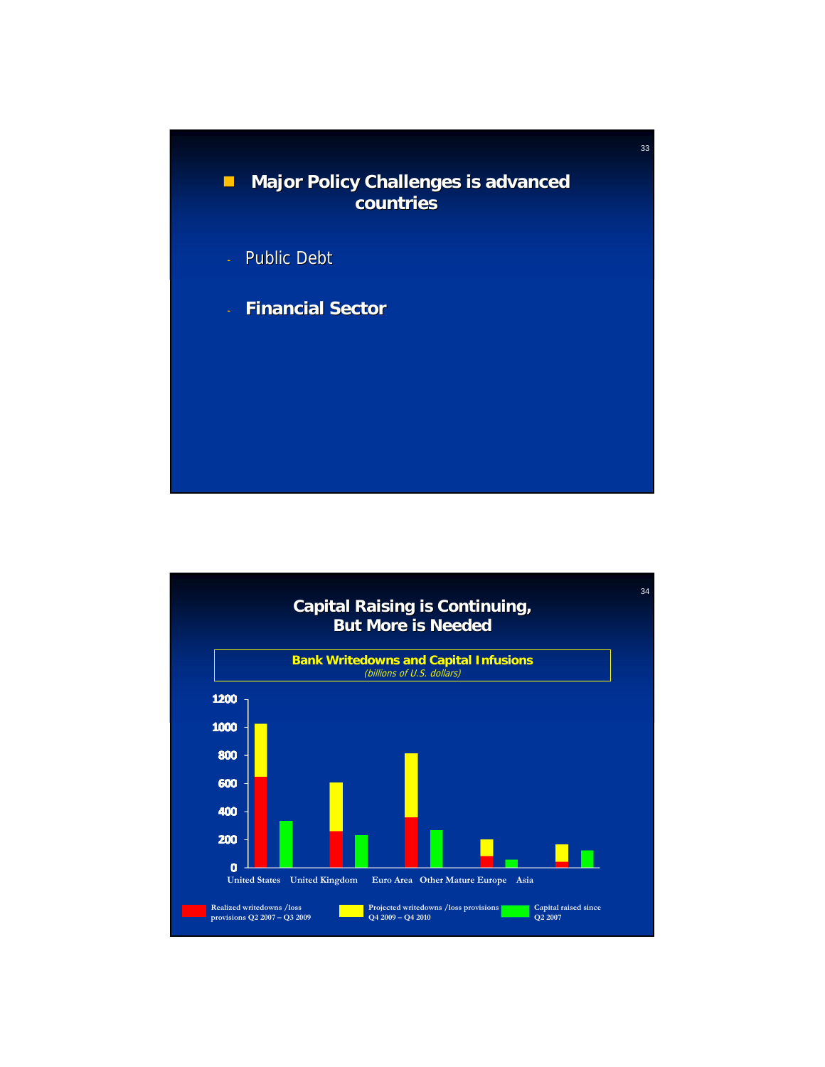## Major Policy Challenges is advanced countries

- Public Debt
- **Financial Sector**

## Capital Raising is Continuing, But More is Needed

**Bank Writedowns and Capital Infusions**
*(billions of U.S. dollars)*

1200
1000
800
600
400
200
0

United States   United Kingdom   Euro Area   Other Mature Europe   Asia

Realized writedowns /loss provisions Q2 2007 – Q3 2009
Projected writedowns /loss provisions Q4 2009 – Q4 2010
Capital raised since Q2 2007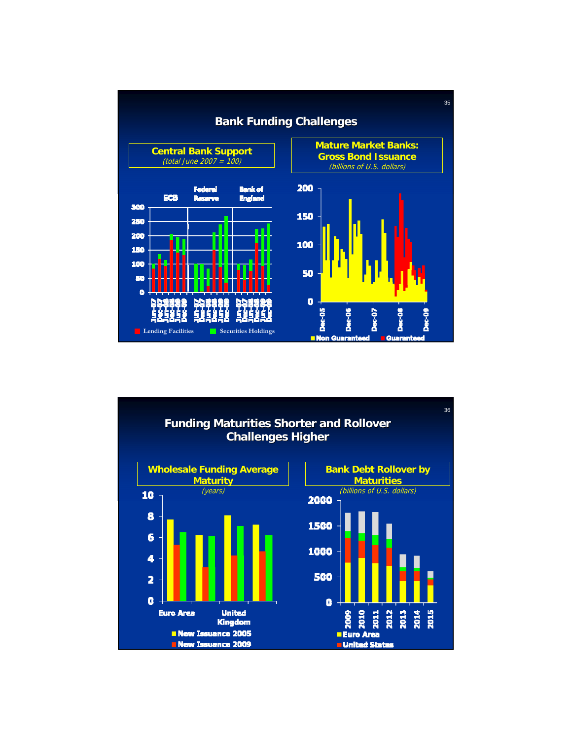## Bank Funding Challenges

**Central Bank Support**
*(total June 2007 = 100)*

ECB | Federal Reserve | Bank of England

Lending Facilities | Securities Holdings

**Mature Market Banks: Gross Bond Issuance**
*(billions of U.S. dollars)*

Non Guaranteed | Guaranteed

## Funding Maturities Shorter and Rollover Challenges Higher

**Wholesale Funding Average Maturity**
*(years)*

Euro Area | United Kingdom

New Issuance 2005 | New Issuance 2009

**Bank Debt Rollover by Maturities**
*(billions of U.S. dollars)*

Euro Area | United States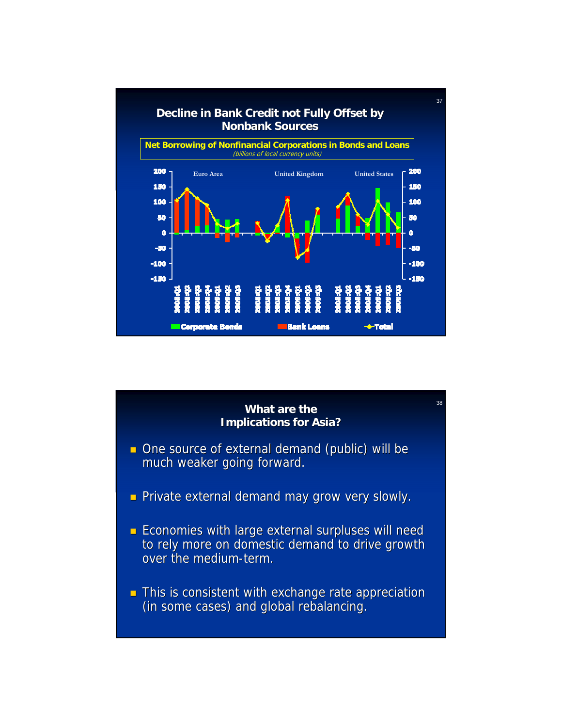## Decline in Bank Credit not Fully Offset by Nonbank Sources

**Net Borrowing of Nonfinancial Corporations in Bonds and Loans**
*(billions of local currency units)*

200
150
100
50
0
-50
-100
-150

Euro Area
United Kingdom
United States

2008:Q1
2008:Q2
2008:Q3
2008:Q4
2009:Q1
2009:Q2
2009:Q3

Corporate Bonds
Bank Loans
Total

## What are the Implications for Asia?

- One source of external demand (public) will be much weaker going forward.
- Private external demand may grow very slowly.
- Economies with large external surpluses will need to rely more on domestic demand to drive growth over the medium-term.
- This is consistent with exchange rate appreciation (in some cases) and global rebalancing.